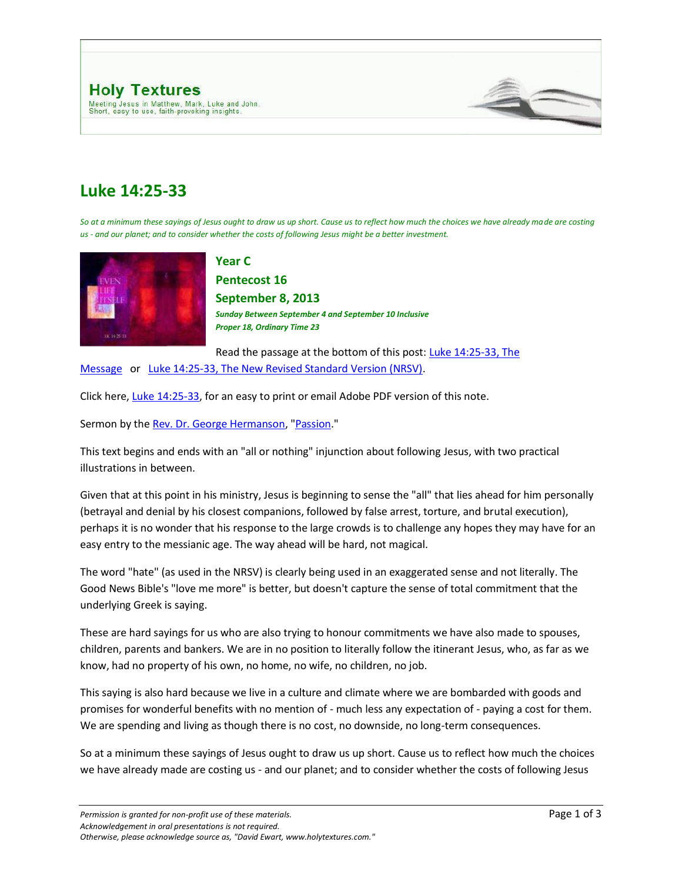**Holy Textures**

Meeting Jesus in Matthew, Mark, Luke and John.
Short, easy to use, faith-provoking insights.

# Luke 14:25-33

*So at a minimum these sayings of Jesus ought to draw us up short. Cause us to reflect how much the choices we have already made are costing us - and our planet; and to consider whether the costs of following Jesus might be a better investment.*

## Year C

## Pentecost 16

## September 8, 2013

***Sunday Between September 4 and September 10 Inclusive***

***Proper 18, Ordinary Time 23***

Read the passage at the bottom of this post: [Luke 14:25-33, The Message]() or [Luke 14:25-33, The New Revised Standard Version (NRSV)]().

Click here, [Luke 14:25-33](), for an easy to print or email Adobe PDF version of this note.

Sermon by the [Rev. Dr. George Hermanson](), "[Passion]()."

This text begins and ends with an "all or nothing" injunction about following Jesus, with two practical illustrations in between.

Given that at this point in his ministry, Jesus is beginning to sense the "all" that lies ahead for him personally (betrayal and denial by his closest companions, followed by false arrest, torture, and brutal execution), perhaps it is no wonder that his response to the large crowds is to challenge any hopes they may have for an easy entry to the messianic age. The way ahead will be hard, not magical.

The word "hate" (as used in the NRSV) is clearly being used in an exaggerated sense and not literally. The Good News Bible's "love me more" is better, but doesn't capture the sense of total commitment that the underlying Greek is saying.

These are hard sayings for us who are also trying to honour commitments we have also made to spouses, children, parents and bankers. We are in no position to literally follow the itinerant Jesus, who, as far as we know, had no property of his own, no home, no wife, no children, no job.

This saying is also hard because we live in a culture and climate where we are bombarded with goods and promises for wonderful benefits with no mention of - much less any expectation of - paying a cost for them. We are spending and living as though there is no cost, no downside, no long-term consequences.

So at a minimum these sayings of Jesus ought to draw us up short. Cause us to reflect how much the choices we have already made are costing us - and our planet; and to consider whether the costs of following Jesus

*Permission is granted for non-profit use of these materials.*
*Acknowledgement in oral presentations is not required.*
*Otherwise, please acknowledge source as, "David Ewart, www.holytextures.com."*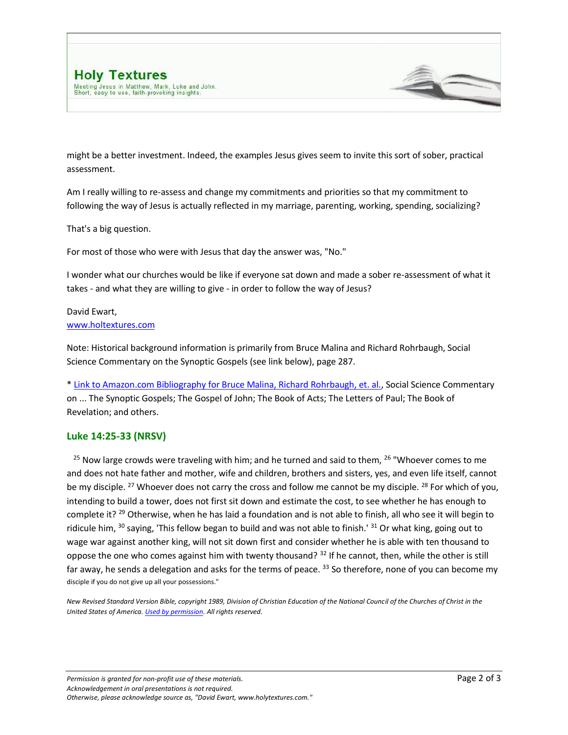might be a better investment. Indeed, the examples Jesus gives seem to invite this sort of sober, practical assessment.

Am I really willing to re-assess and change my commitments and priorities so that my commitment to following the way of Jesus is actually reflected in my marriage, parenting, working, spending, socializing?

That's a big question.

For most of those who were with Jesus that day the answer was, "No."

I wonder what our churches would be like if everyone sat down and made a sober re-assessment of what it takes - and what they are willing to give - in order to follow the way of Jesus?

David Ewart,
[www.holtextures.com](www.holtextures.com)

Note: Historical background information is primarily from Bruce Malina and Richard Rohrbaugh, Social Science Commentary on the Synoptic Gospels (see link below), page 287.

* [Link to Amazon.com Bibliography for Bruce Malina, Richard Rohrbaugh, et. al.](), Social Science Commentary on ... The Synoptic Gospels; The Gospel of John; The Book of Acts; The Letters of Paul; The Book of Revelation; and others.

## Luke 14:25-33 (NRSV)

[25] Now large crowds were traveling with him; and he turned and said to them, [26] "Whoever comes to me and does not hate father and mother, wife and children, brothers and sisters, yes, and even life itself, cannot be my disciple. [27] Whoever does not carry the cross and follow me cannot be my disciple. [28] For which of you, intending to build a tower, does not first sit down and estimate the cost, to see whether he has enough to complete it? [29] Otherwise, when he has laid a foundation and is not able to finish, all who see it will begin to ridicule him, [30] saying, 'This fellow began to build and was not able to finish.' [31] Or what king, going out to wage war against another king, will not sit down first and consider whether he is able with ten thousand to oppose the one who comes against him with twenty thousand? [32] If he cannot, then, while the other is still far away, he sends a delegation and asks for the terms of peace. [33] So therefore, none of you can become my disciple if you do not give up all your possessions."

*New Revised Standard Version Bible, copyright 1989, Division of Christian Education of the National Council of the Churches of Christ in the United States of America. [Used by permission](). All rights reserved.*

*Permission is granted for non-profit use of these materials.*
*Acknowledgement in oral presentations is not required.*
*Otherwise, please acknowledge source as, "David Ewart, www.holytextures.com."*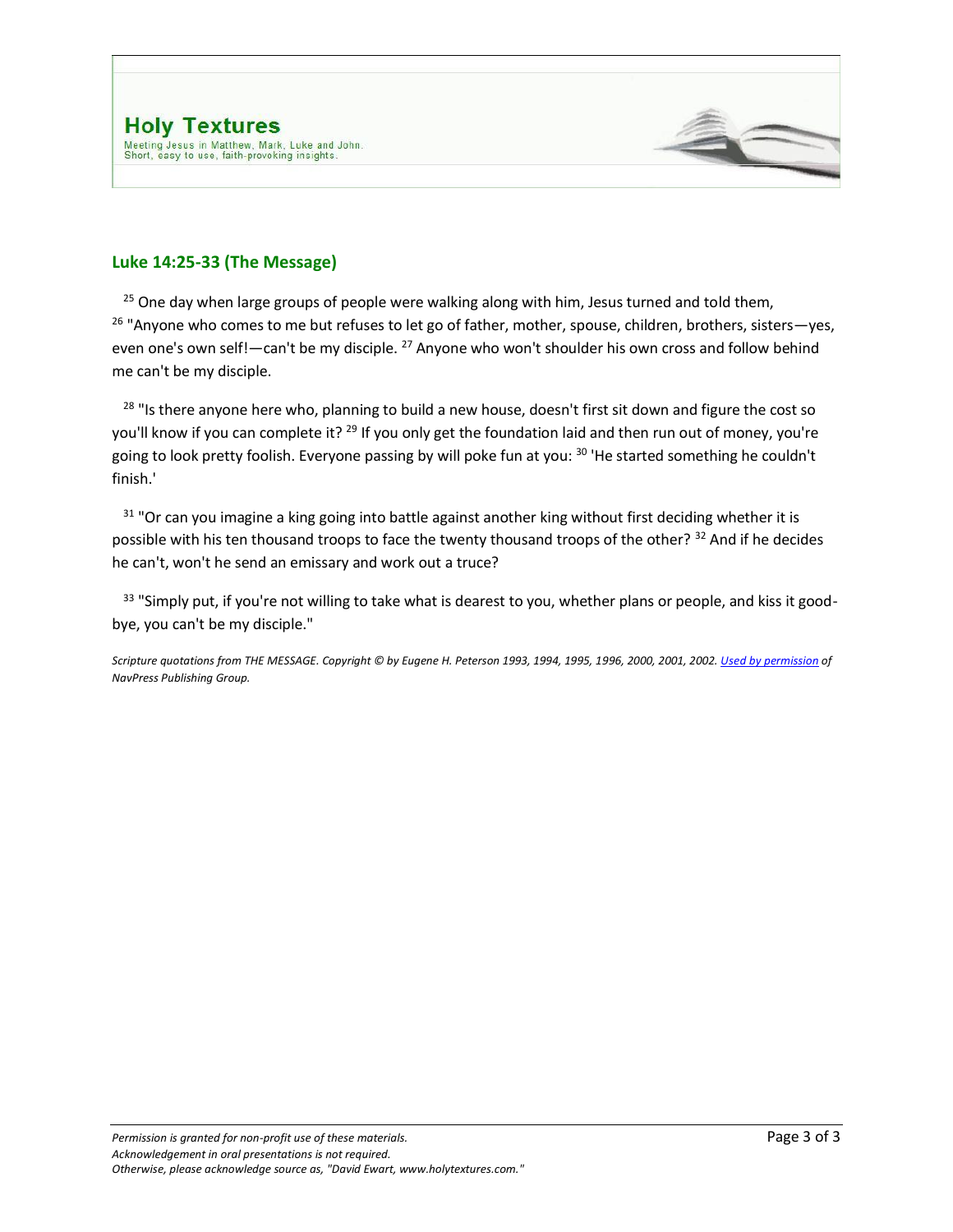## Luke 14:25-33 (The Message)

[25] One day when large groups of people were walking along with him, Jesus turned and told them, [26] "Anyone who comes to me but refuses to let go of father, mother, spouse, children, brothers, sisters—yes, even one's own self!—can't be my disciple. [27] Anyone who won't shoulder his own cross and follow behind me can't be my disciple.

[28] "Is there anyone here who, planning to build a new house, doesn't first sit down and figure the cost so you'll know if you can complete it? [29] If you only get the foundation laid and then run out of money, you're going to look pretty foolish. Everyone passing by will poke fun at you: [30] 'He started something he couldn't finish.'

[31] "Or can you imagine a king going into battle against another king without first deciding whether it is possible with his ten thousand troops to face the twenty thousand troops of the other? [32] And if he decides he can't, won't he send an emissary and work out a truce?

[33] "Simply put, if you're not willing to take what is dearest to you, whether plans or people, and kiss it good-bye, you can't be my disciple."

*Scripture quotations from THE MESSAGE. Copyright © by Eugene H. Peterson 1993, 1994, 1995, 1996, 2000, 2001, 2002. Used by permission of NavPress Publishing Group.*

*Permission is granted for non-profit use of these materials.*
*Acknowledgement in oral presentations is not required.*
*Otherwise, please acknowledge source as, "David Ewart, www.holytextures.com."*